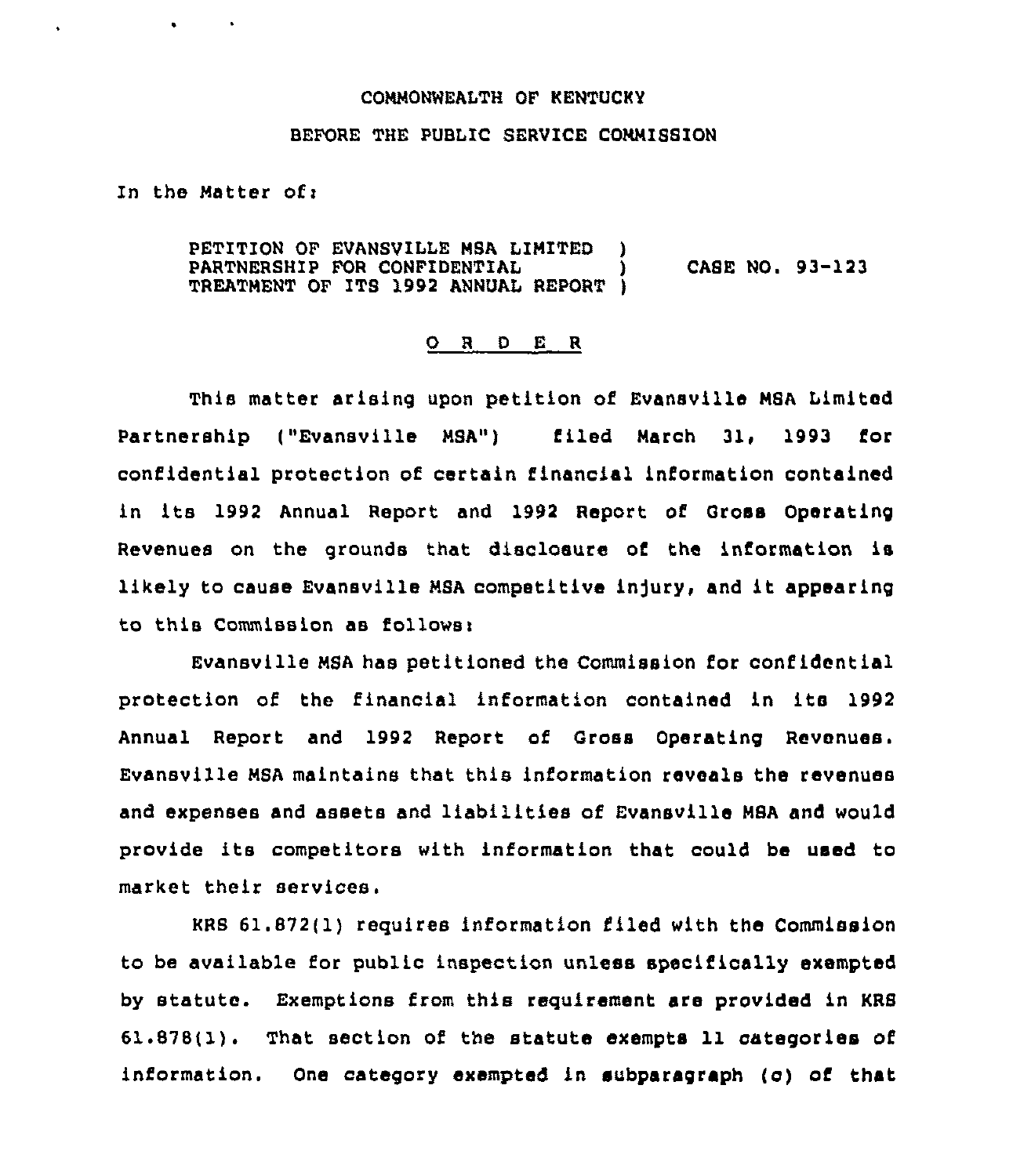COMMONWEALTH OF KENTUCKY

BEFORE THE PUBLIC SERVICE COMMISSION

In the Matter of:

PETITION OF EVANSVILLE MSA LIMITED )
PARTNERSHIP FOR CONFIDENTIAL ) CASE NO. 93-123
TREATMENT OF ITS 1992 ANNUAL REPORT )

O R D E R

This matter arising upon petition of Evansville MSA Limited Partnership ("Evansville MSA") filed March 31, 1993 for confidential protection of certain financial information contained in its 1992 Annual Report and 1992 Report of Gross Operating Revenues on the grounds that disclosure of the information is likely to cause Evansville MSA competitive injury, and it appearing to this Commission as follows:

Evansville MSA has petitioned the Commission for confidential protection of the financial information contained in its 1992 Annual Report and 1992 Report of Gross Operating Revenues. Evansville MSA maintains that this information reveals the revenues and expenses and assets and liabilities of Evansville MSA and would provide its competitors with information that could be used to market their services.

KRS 61.872(1) requires information filed with the Commission to be available for public inspection unless specifically exempted by statute. Exemptions from this requirement are provided in KRS 61.878(1). That section of the statute exempts 11 categories of information. One category exempted in subparagraph (c) of that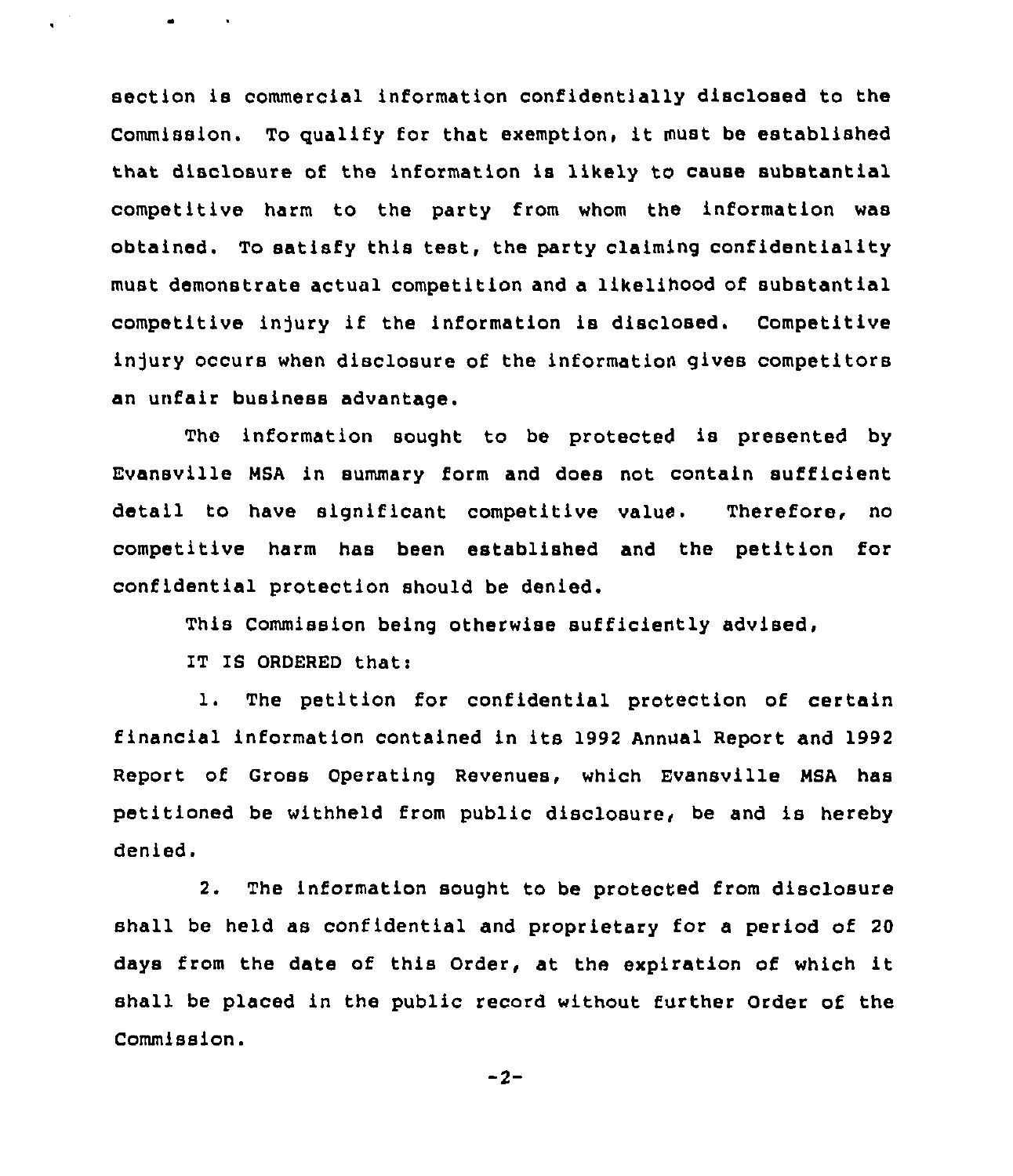section is commercial information confidentially disclosed to the Commission. To qualify for that exemption, it must be established that disclosure of the information is likely to cause substantial competitive harm to the party from whom the information was obtained. To satisfy this test, the party claiming confidentiality must demonstrate actual competition and a likelihood of substantial competitive injury if the information is disclosed. Competitive injury occurs when disclosure of the information gives competitors an unfair business advantage.

The information sought to be protected is presented by Evansville MSA in summary form and does not contain sufficient detail to have significant competitive value. Therefore, no competitive harm has been established and the petition for confidential protection should be denied.

This Commission being otherwise sufficiently advised,

IT IS ORDERED that:

1. The petition for confidential protection of certain financial information contained in its 1992 Annual Report and 1992 Report of Gross Operating Revenues, which Evansville MSA has petitioned be withheld from public disclosure, be and is hereby denied.

2. The information sought to be protected from disclosure shall be held as confidential and proprietary for a period of 20 days from the date of this Order, at the expiration of which it shall be placed in the public record without further Order of the Commission.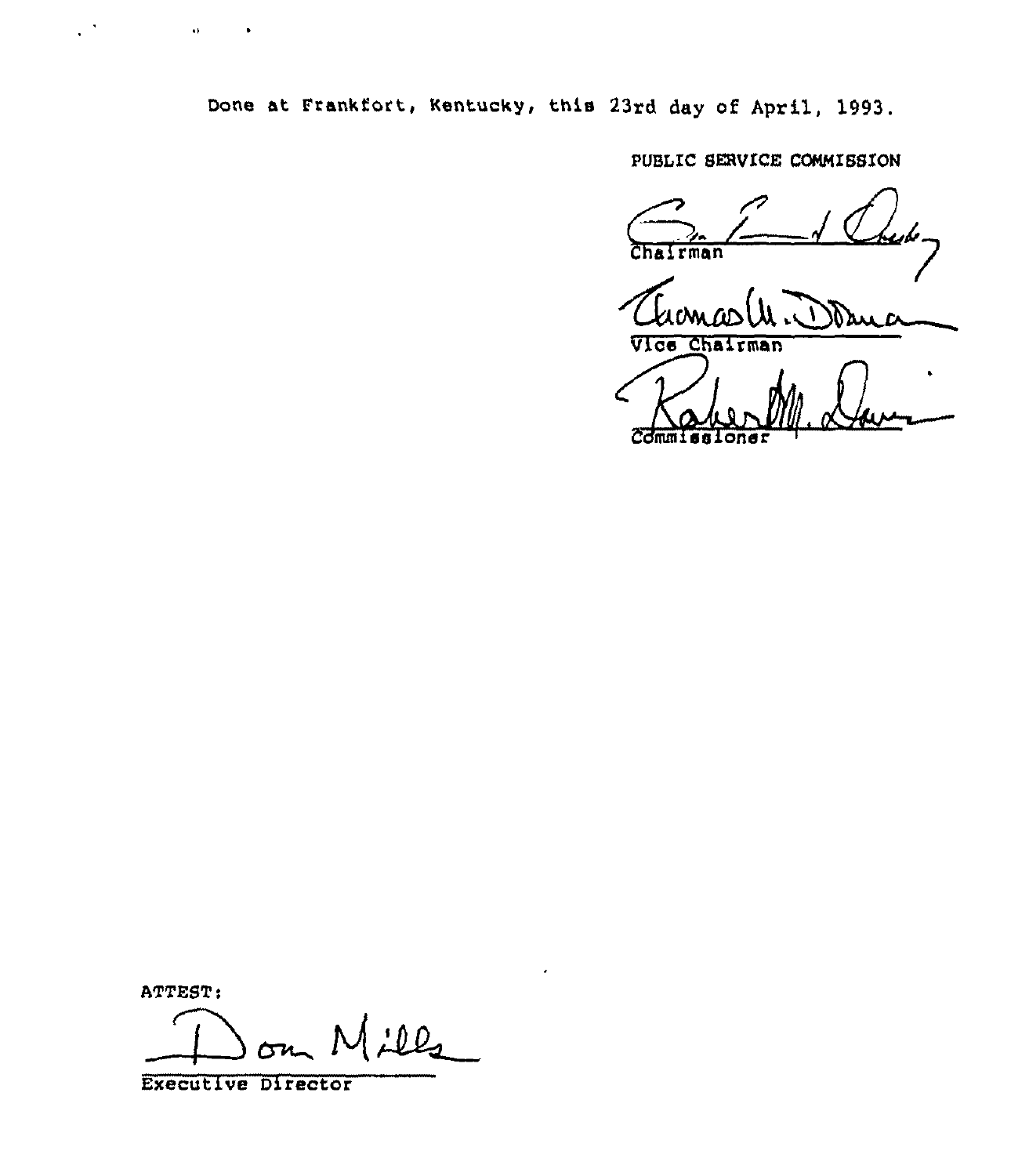Done at Frankfort, Kentucky, this 23rd day of April, 1993.

PUBLIC SERVICE COMMISSION

Chairman

Vice Chairman

Commissioner

ATTEST:

Executive Director